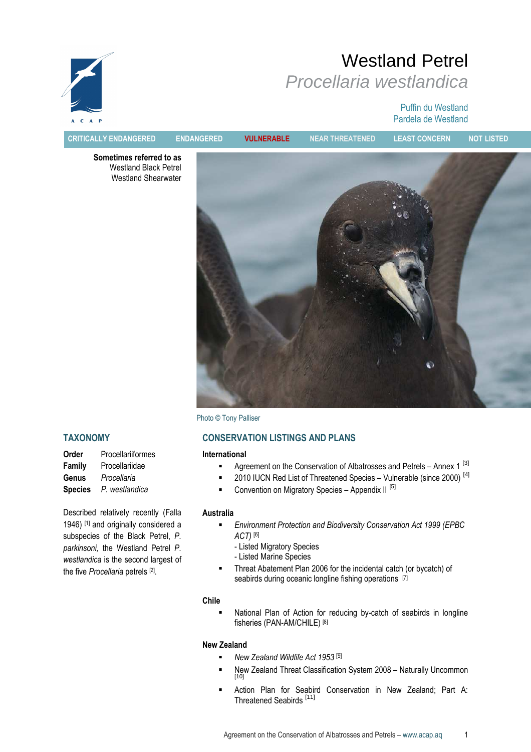# Westland Petrel

## *Procellaria westlandica*

Puffin du Westland
Pardela de Westland

CRITICALLY ENDANGERED | ENDANGERED | **VULNERABLE** | NEAR THREATENED | LEAST CONCERN | NOT LISTED

**Sometimes referred to as**
Westland Black Petrel
Westland Shearwater

Photo © Tony Palliser

## TAXONOMY

**Order** Procellariiformes
**Family** Procellariidae
**Genus** *Procellaria*
**Species** *P. westlandica*

Described relatively recently (Falla 1946) [1] and originally considered a subspecies of the Black Petrel, *P. parkinsoni,* the Westland Petrel *P. westlandica* is the second largest of the five *Procellaria* petrels [2].

## CONSERVATION LISTINGS AND PLANS

### International

- Agreement on the Conservation of Albatrosses and Petrels – Annex 1 [3]
- 2010 IUCN Red List of Threatened Species – Vulnerable (since 2000) [4]
- Convention on Migratory Species – Appendix II [5]

### Australia

- *Environment Protection and Biodiversity Conservation Act 1999 (EPBC ACT)* [6]
  - Listed Migratory Species
  - Listed Marine Species
- Threat Abatement Plan 2006 for the incidental catch (or bycatch) of seabirds during oceanic longline fishing operations [7]

### Chile

- National Plan of Action for reducing by-catch of seabirds in longline fisheries (PAN-AM/CHILE) [8]

### New Zealand

- *New Zealand Wildlife Act 1953* [9]
- New Zealand Threat Classification System 2008 – Naturally Uncommon [10]
- Action Plan for Seabird Conservation in New Zealand; Part A: Threatened Seabirds [11]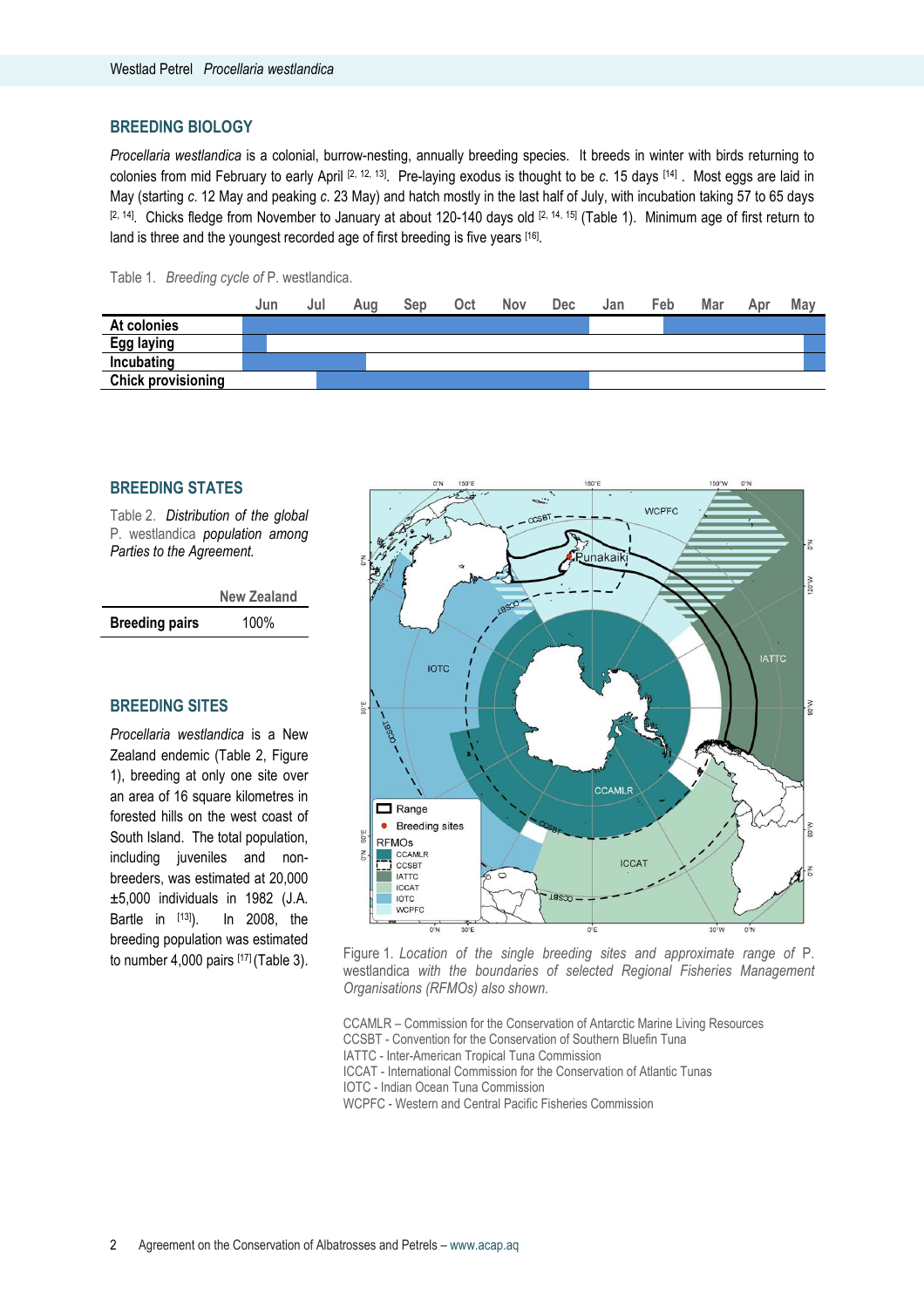## BREEDING BIOLOGY

*Procellaria westlandica* is a colonial, burrow-nesting, annually breeding species. It breeds in winter with birds returning to colonies from mid February to early April [2, 12, 13]. Pre-laying exodus is thought to be *c.* 15 days [14] . Most eggs are laid in May (starting *c.* 12 May and peaking *c.* 23 May) and hatch mostly in the last half of July, with incubation taking 57 to 65 days [2, 14]. Chicks fledge from November to January at about 120-140 days old [2, 14, 15] (Table 1). Minimum age of first return to land is three and the youngest recorded age of first breeding is five years [16].

Table 1. *Breeding cycle of* P. westlandica.

| | Jun | Jul | Aug | Sep | Oct | Nov | Dec | Jan | Feb | Mar | Apr | May |
|---|---|---|---|---|---|---|---|---|---|---|---|---|
| **At colonies** | ■ | ■ | ■ | ■ | ■ | ■ | ■ | | ■ (from mid Feb) | ■ | ■ | ■ |
| **Egg laying** | ■ (first half) | | | | | | | | | | | ■ (second half) |
| **Incubating** | ■ | ■ | ■ (first half) | | | | | | | | | ■ (second half) |
| **Chick provisioning** | | ■ (second half) | ■ | ■ | ■ | ■ | ■ | | | | | |

## BREEDING STATES

Table 2. *Distribution of the global* P. westlandica *population among Parties to the Agreement.*

| | New Zealand |
|---|---|
| **Breeding pairs** | 100% |

## BREEDING SITES

*Procellaria westlandica* is a New Zealand endemic (Table 2, Figure 1), breeding at only one site over an area of 16 square kilometres in forested hills on the west coast of South Island. The total population, including juveniles and non-breeders, was estimated at 20,000 ±5,000 individuals in 1982 (J.A. Bartle in [13]). In 2008, the breeding population was estimated to number 4,000 pairs [17] (Table 3).

Figure 1. *Location of the single breeding sites and approximate range of* P. westlandica *with the boundaries of selected Regional Fisheries Management Organisations (RFMOs) also shown.*

CCAMLR – Commission for the Conservation of Antarctic Marine Living Resources
CCSBT - Convention for the Conservation of Southern Bluefin Tuna
IATTC - Inter-American Tropical Tuna Commission
ICCAT - International Commission for the Conservation of Atlantic Tunas
IOTC - Indian Ocean Tuna Commission
WCPFC - Western and Central Pacific Fisheries Commission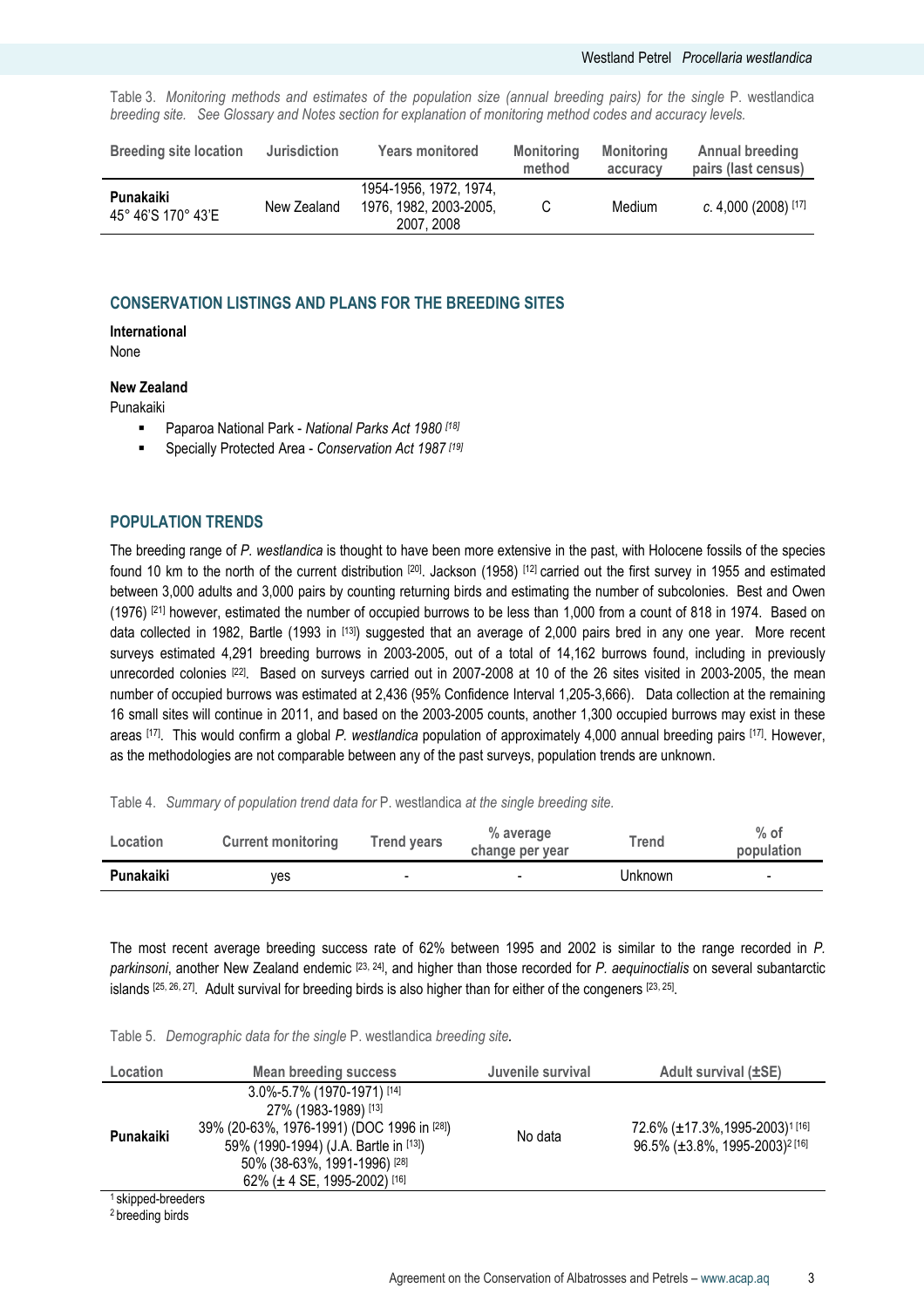Table 3. *Monitoring methods and estimates of the population size (annual breeding pairs) for the single* P. westlandica *breeding site. See Glossary and Notes section for explanation of monitoring method codes and accuracy levels.*

| Breeding site location | Jurisdiction | Years monitored | Monitoring method | Monitoring accuracy | Annual breeding pairs (last census) |
|---|---|---|---|---|---|
| **Punakaiki** 45° 46'S 170° 43'E | New Zealand | 1954-1956, 1972, 1974, 1976, 1982, 2003-2005, 2007, 2008 | C | Medium | *c.* 4,000 (2008) [17] |

## CONSERVATION LISTINGS AND PLANS FOR THE BREEDING SITES

**International**

None

**New Zealand**

Punakaiki

- Paparoa National Park - *National Parks Act 1980* [18]
- Specially Protected Area - *Conservation Act 1987* [19]

## POPULATION TRENDS

The breeding range of *P. westlandica* is thought to have been more extensive in the past, with Holocene fossils of the species found 10 km to the north of the current distribution [20]. Jackson (1958) [12] carried out the first survey in 1955 and estimated between 3,000 adults and 3,000 pairs by counting returning birds and estimating the number of subcolonies. Best and Owen (1976) [21] however, estimated the number of occupied burrows to be less than 1,000 from a count of 818 in 1974. Based on data collected in 1982, Bartle (1993 in [13]) suggested that an average of 2,000 pairs bred in any one year. More recent surveys estimated 4,291 breeding burrows in 2003-2005, out of a total of 14,162 burrows found, including in previously unrecorded colonies [22]. Based on surveys carried out in 2007-2008 at 10 of the 26 sites visited in 2003-2005, the mean number of occupied burrows was estimated at 2,436 (95% Confidence Interval 1,205-3,666). Data collection at the remaining 16 small sites will continue in 2011, and based on the 2003-2005 counts, another 1,300 occupied burrows may exist in these areas [17]. This would confirm a global *P. westlandica* population of approximately 4,000 annual breeding pairs [17]. However, as the methodologies are not comparable between any of the past surveys, population trends are unknown.

Table 4. *Summary of population trend data for* P. westlandica *at the single breeding site.*

| Location | Current monitoring | Trend years | % average change per year | Trend | % of population |
|---|---|---|---|---|---|
| **Punakaiki** | yes | - | - | Unknown | - |

The most recent average breeding success rate of 62% between 1995 and 2002 is similar to the range recorded in *P. parkinsoni*, another New Zealand endemic [23, 24], and higher than those recorded for *P. aequinoctialis* on several subantarctic islands [25, 26, 27]. Adult survival for breeding birds is also higher than for either of the congeners [23, 25].

Table 5. *Demographic data for the single* P. westlandica *breeding site.*

| Location | Mean breeding success | Juvenile survival | Adult survival (±SE) |
|---|---|---|---|
| **Punakaiki** | 3.0%-5.7% (1970-1971) [14]<br>27% (1983-1989) [13]<br>39% (20-63%, 1976-1991) (DOC 1996 in [28])<br>59% (1990-1994) (J.A. Bartle in [13])<br>50% (38-63%, 1991-1996) [28]<br>62% (± 4 SE, 1995-2002) [16] | No data | 72.6% (±17.3%,1995-2003)[1] [16]<br>96.5% (±3.8%, 1995-2003)[2] [16] |

[1] skipped-breeders
[2] breeding birds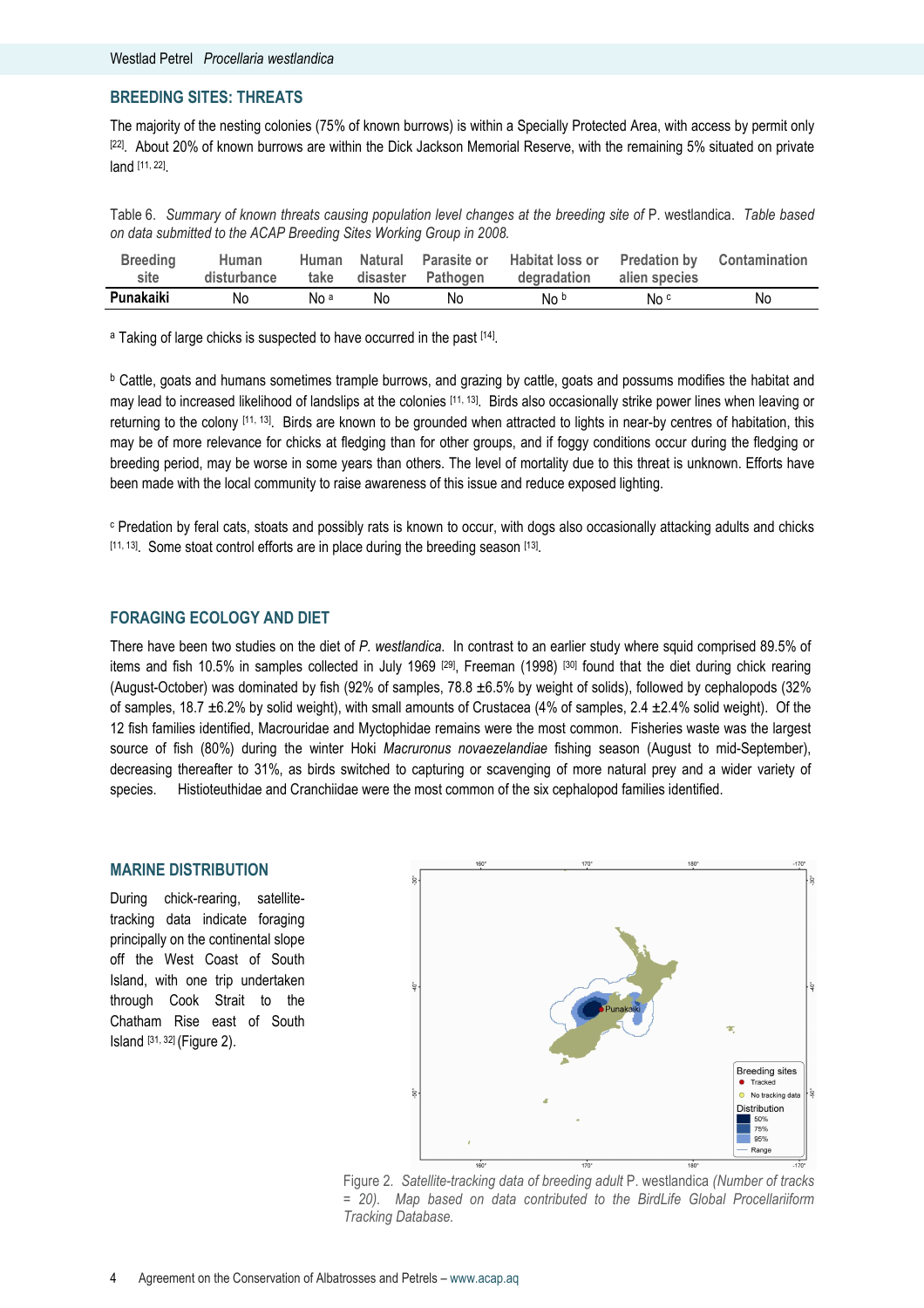## BREEDING SITES: THREATS

The majority of the nesting colonies (75% of known burrows) is within a Specially Protected Area, with access by permit only [22]. About 20% of known burrows are within the Dick Jackson Memorial Reserve, with the remaining 5% situated on private land [11, 22].

Table 6. *Summary of known threats causing population level changes at the breeding site of* P. westlandica. *Table based on data submitted to the ACAP Breeding Sites Working Group in 2008.*

| Breeding site | Human disturbance | Human take | Natural disaster | Parasite or Pathogen | Habitat loss or degradation | Predation by alien species | Contamination |
|---|---|---|---|---|---|---|---|
| **Punakaiki** | No | No [a] | No | No | No [b] | No [c] | No |

[a] Taking of large chicks is suspected to have occurred in the past [14].

[b] Cattle, goats and humans sometimes trample burrows, and grazing by cattle, goats and possums modifies the habitat and may lead to increased likelihood of landslips at the colonies [11, 13]. Birds also occasionally strike power lines when leaving or returning to the colony [11, 13]. Birds are known to be grounded when attracted to lights in near-by centres of habitation, this may be of more relevance for chicks at fledging than for other groups, and if foggy conditions occur during the fledging or breeding period, may be worse in some years than others. The level of mortality due to this threat is unknown. Efforts have been made with the local community to raise awareness of this issue and reduce exposed lighting.

[c] Predation by feral cats, stoats and possibly rats is known to occur, with dogs also occasionally attacking adults and chicks [11, 13]. Some stoat control efforts are in place during the breeding season [13].

## FORAGING ECOLOGY AND DIET

There have been two studies on the diet of *P. westlandica*. In contrast to an earlier study where squid comprised 89.5% of items and fish 10.5% in samples collected in July 1969 [29], Freeman (1998) [30] found that the diet during chick rearing (August-October) was dominated by fish (92% of samples, 78.8 ±6.5% by weight of solids), followed by cephalopods (32% of samples, 18.7 ±6.2% by solid weight), with small amounts of Crustacea (4% of samples, 2.4 ±2.4% solid weight). Of the 12 fish families identified, Macrouridae and Myctophidae remains were the most common. Fisheries waste was the largest source of fish (80%) during the winter Hoki *Macruronus novaezelandiae* fishing season (August to mid-September), decreasing thereafter to 31%, as birds switched to capturing or scavenging of more natural prey and a wider variety of species. Histioteuthidae and Cranchiidae were the most common of the six cephalopod families identified.

## MARINE DISTRIBUTION

During chick-rearing, satellite-tracking data indicate foraging principally on the continental slope off the West Coast of South Island, with one trip undertaken through Cook Strait to the Chatham Rise east of South Island [31, 32] (Figure 2).

Figure 2. *Satellite-tracking data of breeding adult* P. westlandica *(Number of tracks = 20). Map based on data contributed to the BirdLife Global Procellariiform Tracking Database.*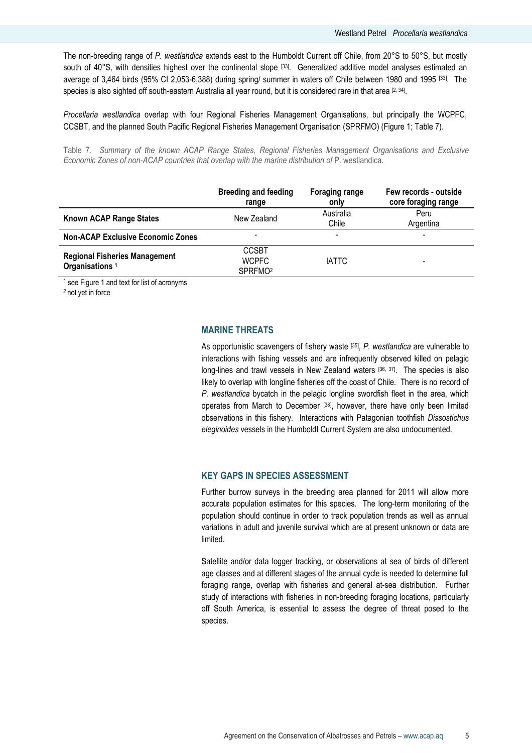The non-breeding range of *P. westlandica* extends east to the Humboldt Current off Chile, from 20°S to 50°S, but mostly south of 40°S, with densities highest over the continental slope [33]. Generalized additive model analyses estimated an average of 3,464 birds (95% CI 2,053-6,388) during spring/ summer in waters off Chile between 1980 and 1995 [33]. The species is also sighted off south-eastern Australia all year round, but it is considered rare in that area [2, 34].

*Procellaria westlandica* overlap with four Regional Fisheries Management Organisations, but principally the WCPFC, CCSBT, and the planned South Pacific Regional Fisheries Management Organisation (SPRFMO) (Figure 1; Table 7).

Table 7. *Summary of the known ACAP Range States, Regional Fisheries Management Organisations and Exclusive Economic Zones of non-ACAP countries that overlap with the marine distribution of* P. westlandica.

| | Breeding and feeding range | Foraging range only | Few records - outside core foraging range |
|---|---|---|---|
| **Known ACAP Range States** | New Zealand | Australia<br>Chile | Peru<br>Argentina |
| **Non-ACAP Exclusive Economic Zones** | - | - | - |
| **Regional Fisheries Management Organisations [1]** | CCSBT<br>WCPFC<br>SPRFMO[2] | IATTC | - |

[1] see Figure 1 and text for list of acronyms
[2] not yet in force

## MARINE THREATS

As opportunistic scavengers of fishery waste [35], *P. westlandica* are vulnerable to interactions with fishing vessels and are infrequently observed killed on pelagic long-lines and trawl vessels in New Zealand waters [36, 37]. The species is also likely to overlap with longline fisheries off the coast of Chile. There is no record of *P. westlandica* bycatch in the pelagic longline swordfish fleet in the area, which operates from March to December [38], however, there have only been limited observations in this fishery. Interactions with Patagonian toothfish *Dissostichus eleginoides* vessels in the Humboldt Current System are also undocumented.

## KEY GAPS IN SPECIES ASSESSMENT

Further burrow surveys in the breeding area planned for 2011 will allow more accurate population estimates for this species. The long-term monitoring of the population should continue in order to track population trends as well as annual variations in adult and juvenile survival which are at present unknown or data are limited.

Satellite and/or data logger tracking, or observations at sea of birds of different age classes and at different stages of the annual cycle is needed to determine full foraging range, overlap with fisheries and general at-sea distribution. Further study of interactions with fisheries in non-breeding foraging locations, particularly off South America, is essential to assess the degree of threat posed to the species.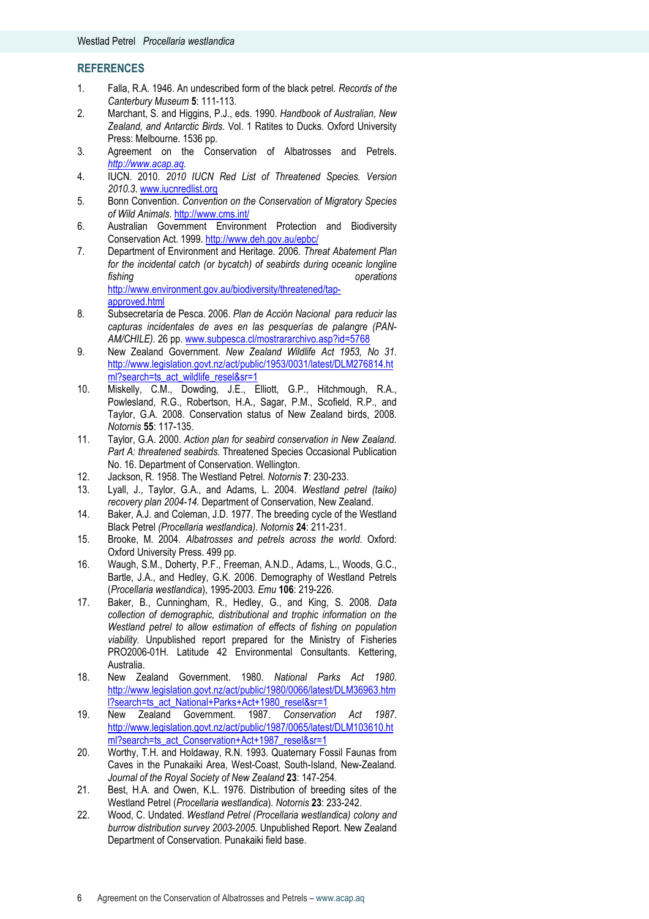## REFERENCES

1. Falla, R.A. 1946. An undescribed form of the black petrel. *Records of the Canterbury Museum* **5**: 111-113.
2. Marchant, S. and Higgins, P.J., eds. 1990. *Handbook of Australian, New Zealand, and Antarctic Birds.* Vol. 1 Ratites to Ducks. Oxford University Press: Melbourne. 1536 pp.
3. Agreement on the Conservation of Albatrosses and Petrels. *http://www.acap.aq*.
4. IUCN. 2010. *2010 IUCN Red List of Threatened Species. Version 2010.3.* www.iucnredlist.org
5. Bonn Convention. *Convention on the Conservation of Migratory Species of Wild Animals.* http://www.cms.int/
6. Australian Government Environment Protection and Biodiversity Conservation Act. 1999. http://www.deh.gov.au/epbc/
7. Department of Environment and Heritage. 2006. *Threat Abatement Plan for the incidental catch (or bycatch) of seabirds during oceanic longline fishing operations* http://www.environment.gov.au/biodiversity/threatened/tap-approved.html
8. Subsecretaría de Pesca. 2006. *Plan de Acción Nacional para reducir las capturas incidentales de aves en las pesquerías de palangre (PAN-AM/CHILE).* 26 pp. www.subpesca.cl/mostrararchivo.asp?id=5768
9. New Zealand Government. *New Zealand Wildlife Act 1953, No 31.* http://www.legislation.govt.nz/act/public/1953/0031/latest/DLM276814.html?search=ts_act_wildlife_resel&sr=1
10. Miskelly, C.M., Dowding, J.E., Elliott, G.P., Hitchmough, R.A., Powlesland, R.G., Robertson, H.A., Sagar, P.M., Scofield, R.P., and Taylor, G.A. 2008. Conservation status of New Zealand birds, 2008. *Notornis* **55**: 117-135.
11. Taylor, G.A. 2000. *Action plan for seabird conservation in New Zealand. Part A: threatened seabirds.* Threatened Species Occasional Publication No. 16. Department of Conservation. Wellington.
12. Jackson, R. 1958. The Westland Petrel. *Notornis* **7**: 230-233.
13. Lyall, J., Taylor, G.A., and Adams, L. 2004. *Westland petrel (taiko) recovery plan 2004-14.* Department of Conservation, New Zealand.
14. Baker, A.J. and Coleman, J.D. 1977. The breeding cycle of the Westland Black Petrel *(Procellaria westlandica). Notornis* **24**: 211-231.
15. Brooke, M. 2004. *Albatrosses and petrels across the world.* Oxford: Oxford University Press. 499 pp.
16. Waugh, S.M., Doherty, P.F., Freeman, A.N.D., Adams, L., Woods, G.C., Bartle, J.A., and Hedley, G.K. 2006. Demography of Westland Petrels (*Procellaria westlandica*), 1995-2003. *Emu* **106**: 219-226.
17. Baker, B., Cunningham, R., Hedley, G., and King, S. 2008. *Data collection of demographic, distributional and trophic information on the Westland petrel to allow estimation of effects of fishing on population viability.* Unpublished report prepared for the Ministry of Fisheries PRO2006-01H. Latitude 42 Environmental Consultants. Kettering, Australia.
18. New Zealand Government. 1980. *National Parks Act 1980.* http://www.legislation.govt.nz/act/public/1980/0066/latest/DLM36963.html?search=ts_act_National+Parks+Act+1980_resel&sr=1
19. New Zealand Government. 1987. *Conservation Act 1987.* http://www.legislation.govt.nz/act/public/1987/0065/latest/DLM103610.html?search=ts_act_Conservation+Act+1987_resel&sr=1
20. Worthy, T.H. and Holdaway, R.N. 1993. Quaternary Fossil Faunas from Caves in the Punakaiki Area, West-Coast, South-Island, New-Zealand. *Journal of the Royal Society of New Zealand* **23**: 147-254.
21. Best, H.A. and Owen, K.L. 1976. Distribution of breeding sites of the Westland Petrel (*Procellaria westlandica*). *Notornis* **23**: 233-242.
22. Wood, C. Undated. *Westland Petrel (Procellaria westlandica) colony and burrow distribution survey 2003-2005.* Unpublished Report. New Zealand Department of Conservation. Punakaiki field base.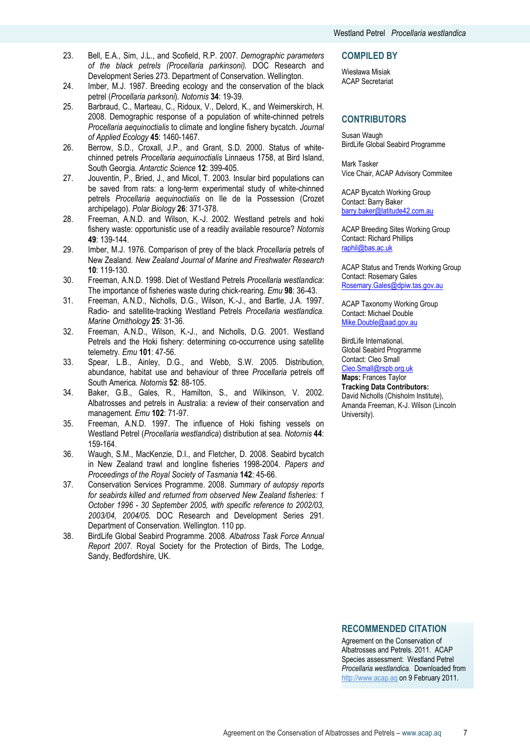23. Bell, E.A., Sim, J.L., and Scofield, R.P. 2007. *Demographic parameters of the black petrels (Procellaria parkinsoni).* DOC Research and Development Series 273. Department of Conservation. Wellington.
24. Imber, M.J. 1987. Breeding ecology and the conservation of the black petrel (*Procellaria parksoni*). *Notornis* **34**: 19-39.
25. Barbraud, C., Marteau, C., Ridoux, V., Delord, K., and Weimerskirch, H. 2008. Demographic response of a population of white-chinned petrels *Procellaria aequinoctialis* to climate and longline fishery bycatch. *Journal of Applied Ecology* **45**: 1460-1467.
26. Berrow, S.D., Croxall, J.P., and Grant, S.D. 2000. Status of white-chinned petrels *Procellaria aequinoctialis* Linnaeus 1758, at Bird Island, South Georgia. *Antarctic Science* **12**: 399-405.
27. Jouventin, P., Bried, J., and Micol, T. 2003. Insular bird populations can be saved from rats: a long-term experimental study of white-chinned petrels *Procellaria aequinoctialis* on Ile de la Possession (Crozet archipelago). *Polar Biology* **26**: 371-378.
28. Freeman, A.N.D. and Wilson, K.-J. 2002. Westland petrels and hoki fishery waste: opportunistic use of a readily available resource? *Notornis* **49**: 139-144.
29. Imber, M.J. 1976. Comparison of prey of the black *Procellaria* petrels of New Zealand. *New Zealand Journal of Marine and Freshwater Research* **10**: 119-130.
30. Freeman, A.N.D. 1998. Diet of Westland Petrels *Procellaria westlandica*: The importance of fisheries waste during chick-rearing. *Emu* **98**: 36-43.
31. Freeman, A.N.D., Nicholls, D.G., Wilson, K.-J., and Bartle, J.A. 1997. Radio- and satellite-tracking Westland Petrels *Procellaria westlandica. Marine Ornithology* **25**: 31-36.
32. Freeman, A.N.D., Wilson, K.-J., and Nicholls, D.G. 2001. Westland Petrels and the Hoki fishery: determining co-occurrence using satellite telemetry. *Emu* **101**: 47-56.
33. Spear, L.B., Ainley, D.G., and Webb, S.W. 2005. Distribution, abundance, habitat use and behaviour of three *Procellaria* petrels off South America. *Notornis* **52**: 88-105.
34. Baker, G.B., Gales, R., Hamilton, S., and Wilkinson, V. 2002. Albatrosses and petrels in Australia: a review of their conservation and management. *Emu* **102**: 71-97.
35. Freeman, A.N.D. 1997. The influence of Hoki fishing vessels on Westland Petrel (*Procellaria westlandica*) distribution at sea. *Notornis* **44**: 159-164.
36. Waugh, S.M., MacKenzie, D.I., and Fletcher, D. 2008. Seabird bycatch in New Zealand trawl and longline fisheries 1998-2004. *Papers and Proceedings of the Royal Society of Tasmania* **142**: 45-66.
37. Conservation Services Programme. 2008. *Summary of autopsy reports for seabirds killed and returned from observed New Zealand fisheries: 1 October 1996 - 30 September 2005, with specific reference to 2002/03, 2003/04, 2004/05.* DOC Research and Development Series 291. Department of Conservation. Wellington. 110 pp.
38. BirdLife Global Seabird Programme. 2008. *Albatross Task Force Annual Report 2007.* Royal Society for the Protection of Birds, The Lodge, Sandy, Bedfordshire, UK.

## COMPILED BY

Wiesława Misiak
ACAP Secretariat

## CONTRIBUTORS

Susan Waugh
BirdLife Global Seabird Programme

Mark Tasker
Vice Chair, ACAP Advisory Commitee

ACAP Bycatch Working Group
Contact: Barry Baker
barry.baker@latitude42.com.au

ACAP Breeding Sites Working Group
Contact: Richard Phillips
raphil@bas.ac.uk

ACAP Status and Trends Working Group
Contact: Rosemary Gales
Rosemary.Gales@dpiw.tas.gov.au

ACAP Taxonomy Working Group
Contact: Michael Double
Mike.Double@aad.gov.au

BirdLife International,
Global Seabird Programme
Contact: Cleo Small
Cleo.Small@rspb.org.uk
**Maps:** Frances Taylor
**Tracking Data Contributors:**
David Nicholls (Chisholm Institute), Amanda Freeman, K-J. Wilson (Lincoln University).

## RECOMMENDED CITATION

Agreement on the Conservation of Albatrosses and Petrels. 2011. ACAP Species assessment: Westland Petrel *Procellaria westlandica.* Downloaded from http://www.acap.aq on 9 February 2011.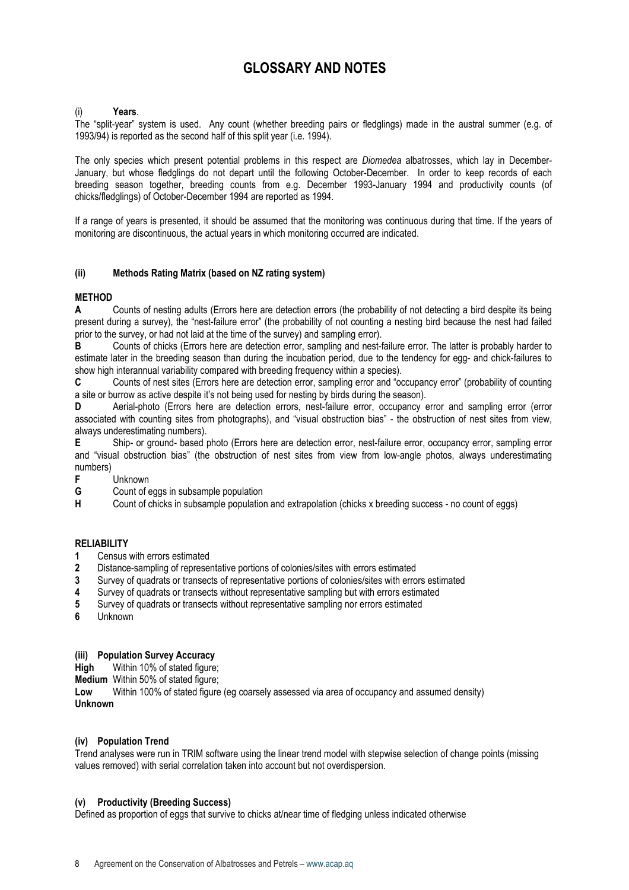# GLOSSARY AND NOTES

(i) **Years**.

The "split-year" system is used. Any count (whether breeding pairs or fledglings) made in the austral summer (e.g. of 1993/94) is reported as the second half of this split year (i.e. 1994).

The only species which present potential problems in this respect are *Diomedea* albatrosses, which lay in December-January, but whose fledglings do not depart until the following October-December. In order to keep records of each breeding season together, breeding counts from e.g. December 1993-January 1994 and productivity counts (of chicks/fledglings) of October-December 1994 are reported as 1994.

If a range of years is presented, it should be assumed that the monitoring was continuous during that time. If the years of monitoring are discontinuous, the actual years in which monitoring occurred are indicated.

### (ii) Methods Rating Matrix (based on NZ rating system)

**METHOD**

**A** Counts of nesting adults (Errors here are detection errors (the probability of not detecting a bird despite its being present during a survey), the "nest-failure error" (the probability of not counting a nesting bird because the nest had failed prior to the survey, or had not laid at the time of the survey) and sampling error).

**B** Counts of chicks (Errors here are detection error, sampling and nest-failure error. The latter is probably harder to estimate later in the breeding season than during the incubation period, due to the tendency for egg- and chick-failures to show high interannual variability compared with breeding frequency within a species).

**C** Counts of nest sites (Errors here are detection error, sampling error and "occupancy error" (probability of counting a site or burrow as active despite it's not being used for nesting by birds during the season).

**D** Aerial-photo (Errors here are detection errors, nest-failure error, occupancy error and sampling error (error associated with counting sites from photographs), and "visual obstruction bias" - the obstruction of nest sites from view, always underestimating numbers).

**E** Ship- or ground- based photo (Errors here are detection error, nest-failure error, occupancy error, sampling error and "visual obstruction bias" (the obstruction of nest sites from view from low-angle photos, always underestimating numbers)

**F** Unknown

**G** Count of eggs in subsample population

**H** Count of chicks in subsample population and extrapolation (chicks x breeding success - no count of eggs)

**RELIABILITY**

**1** Census with errors estimated

**2** Distance-sampling of representative portions of colonies/sites with errors estimated

**3** Survey of quadrats or transects of representative portions of colonies/sites with errors estimated

**4** Survey of quadrats or transects without representative sampling but with errors estimated

**5** Survey of quadrats or transects without representative sampling nor errors estimated

**6** Unknown

### (iii) Population Survey Accuracy

**High** Within 10% of stated figure;

**Medium** Within 50% of stated figure;

**Low** Within 100% of stated figure (eg coarsely assessed via area of occupancy and assumed density)

**Unknown**

### (iv) Population Trend

Trend analyses were run in TRIM software using the linear trend model with stepwise selection of change points (missing values removed) with serial correlation taken into account but not overdispersion.

### (v) Productivity (Breeding Success)

Defined as proportion of eggs that survive to chicks at/near time of fledging unless indicated otherwise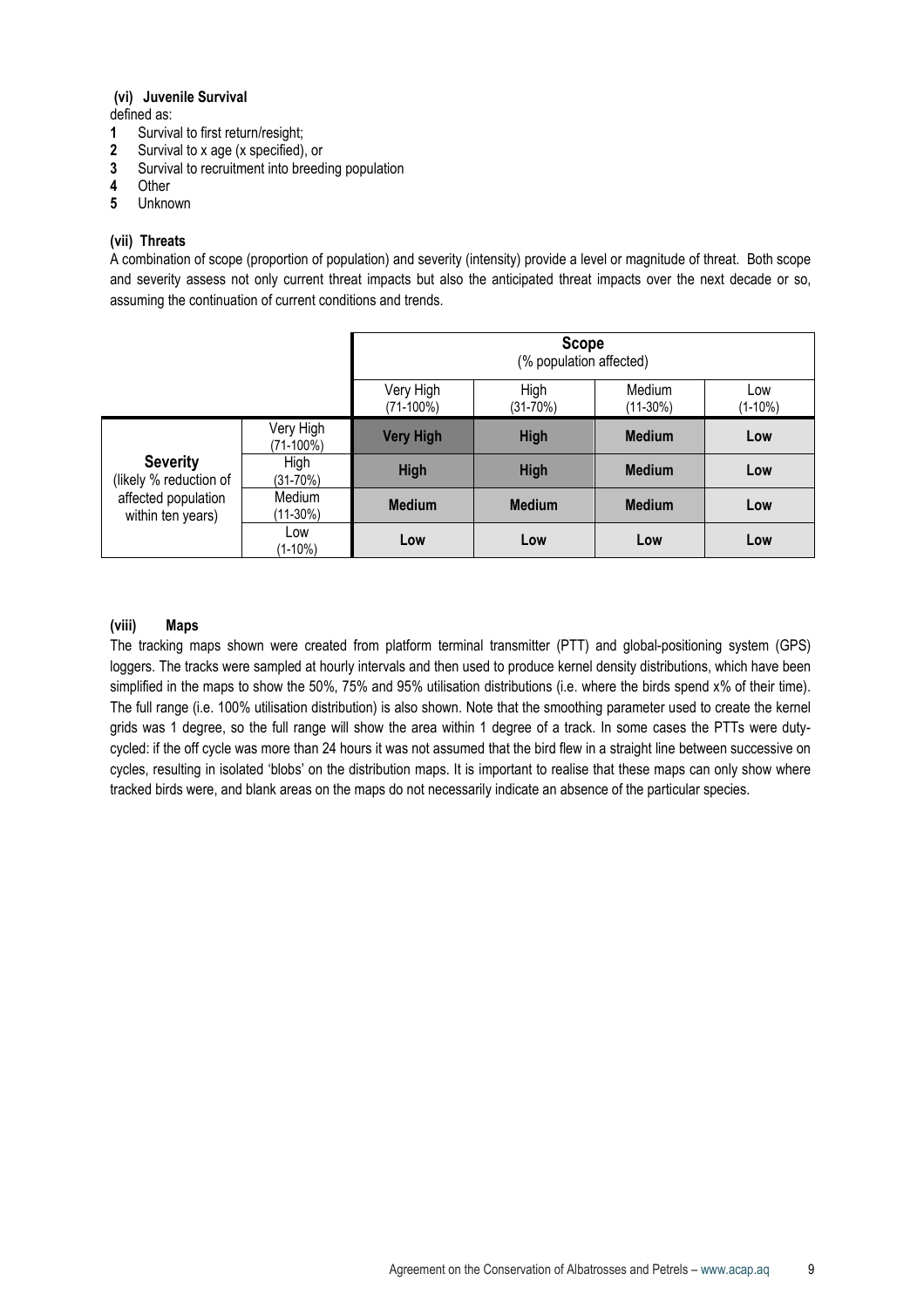**(vi) Juvenile Survival**

defined as:

1. Survival to first return/resight;
2. Survival to x age (x specified), or
3. Survival to recruitment into breeding population
4. Other
5. Unknown

**(vii) Threats**

A combination of scope (proportion of population) and severity (intensity) provide a level or magnitude of threat. Both scope and severity assess not only current threat impacts but also the anticipated threat impacts over the next decade or so, assuming the continuation of current conditions and trends.

| | | **Scope** (% population affected) | | | |
|---|---|---|---|---|---|
| | | Very High (71-100%) | High (31-70%) | Medium (11-30%) | Low (1-10%) |
| **Severity** (likely % reduction of affected population within ten years) | Very High (71-100%) | **Very High** | **High** | **Medium** | **Low** |
| | High (31-70%) | **High** | **High** | **Medium** | **Low** |
| | Medium (11-30%) | **Medium** | **Medium** | **Medium** | **Low** |
| | Low (1-10%) | **Low** | **Low** | **Low** | **Low** |

**(viii) Maps**

The tracking maps shown were created from platform terminal transmitter (PTT) and global-positioning system (GPS) loggers. The tracks were sampled at hourly intervals and then used to produce kernel density distributions, which have been simplified in the maps to show the 50%, 75% and 95% utilisation distributions (i.e. where the birds spend x% of their time). The full range (i.e. 100% utilisation distribution) is also shown. Note that the smoothing parameter used to create the kernel grids was 1 degree, so the full range will show the area within 1 degree of a track. In some cases the PTTs were duty-cycled: if the off cycle was more than 24 hours it was not assumed that the bird flew in a straight line between successive on cycles, resulting in isolated 'blobs' on the distribution maps. It is important to realise that these maps can only show where tracked birds were, and blank areas on the maps do not necessarily indicate an absence of the particular species.